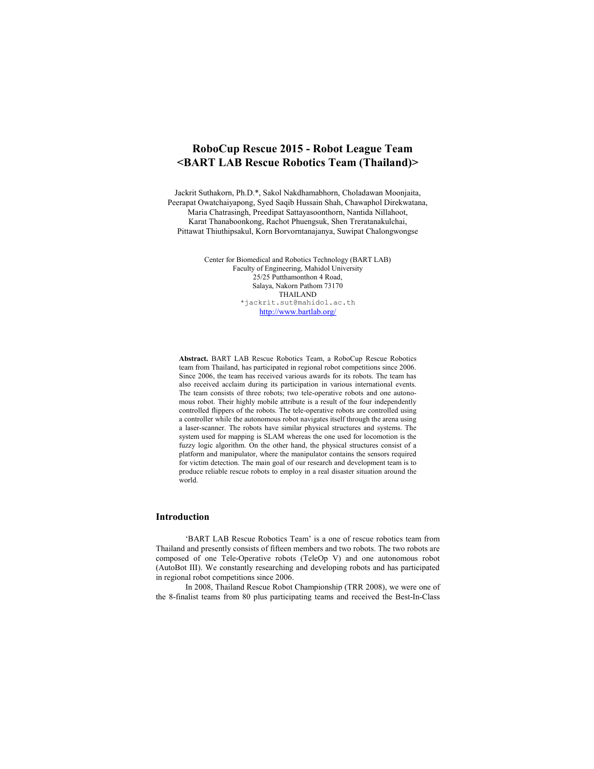# RoboCup Rescue 2015 - Robot League Team <BART LAB Rescue Robotics Team (Thailand)>

Jackrit Suthakorn, Ph.D.*, Sakol Nakdhamabhorn, Choladawan Moonjaita, Peerapat Owatchaiyapong, Syed Saqib Hussain Shah, Chawaphol Direkwatana, Maria Chatrasingh, Preedipat Sattayasoonthorn, Nantida Nillahoot, Karat Thanaboonkong, Rachot Phuengsuk, Shen Treratanakulchai, Pittawat Thiuthipsakul, Korn Borvorntanajanya, Suwipat Chalongwongse

Center for Biomedical and Robotics Technology (BART LAB)
Faculty of Engineering, Mahidol University
25/25 Putthamonthon 4 Road,
Salaya, Nakorn Pathom 73170
THAILAND
*jackrit.sut@mahidol.ac.th
http://www.bartlab.org/

**Abstract.** BART LAB Rescue Robotics Team, a RoboCup Rescue Robotics team from Thailand, has participated in regional robot competitions since 2006. Since 2006, the team has received various awards for its robots. The team has also received acclaim during its participation in various international events. The team consists of three robots; two tele-operative robots and one autonomous robot. Their highly mobile attribute is a result of the four independently controlled flippers of the robots. The tele-operative robots are controlled using a controller while the autonomous robot navigates itself through the arena using a laser-scanner. The robots have similar physical structures and systems. The system used for mapping is SLAM whereas the one used for locomotion is the fuzzy logic algorithm. On the other hand, the physical structures consist of a platform and manipulator, where the manipulator contains the sensors required for victim detection. The main goal of our research and development team is to produce reliable rescue robots to employ in a real disaster situation around the world.

## Introduction

'BART LAB Rescue Robotics Team' is a one of rescue robotics team from Thailand and presently consists of fifteen members and two robots. The two robots are composed of one Tele-Operative robots (TeleOp V) and one autonomous robot (AutoBot III). We constantly researching and developing robots and has participated in regional robot competitions since 2006.

In 2008, Thailand Rescue Robot Championship (TRR 2008), we were one of the 8-finalist teams from 80 plus participating teams and received the Best-In-Class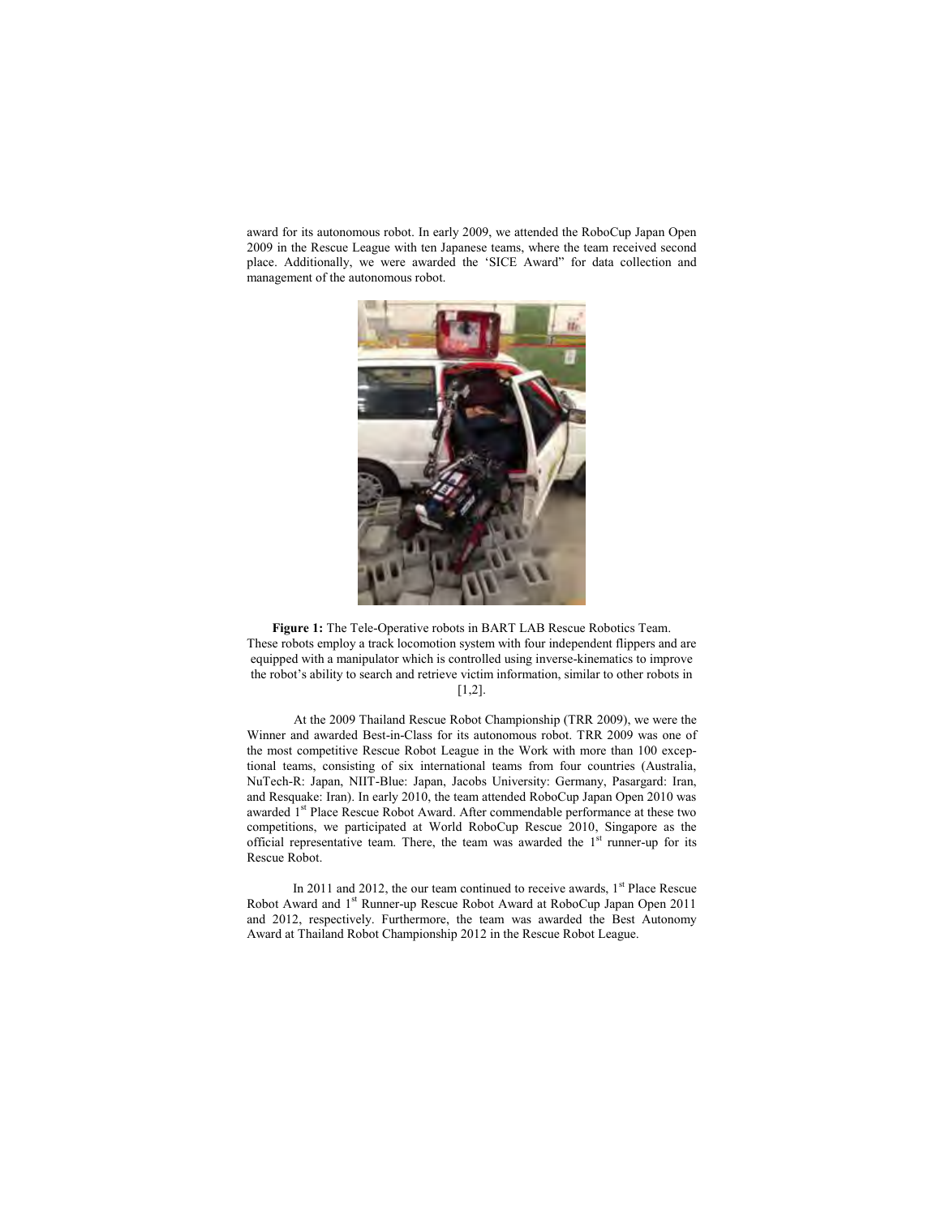award for its autonomous robot. In early 2009, we attended the RoboCup Japan Open 2009 in the Rescue League with ten Japanese teams, where the team received second place. Additionally, we were awarded the 'SICE Award" for data collection and management of the autonomous robot.

**Figure 1:** The Tele-Operative robots in BART LAB Rescue Robotics Team. These robots employ a track locomotion system with four independent flippers and are equipped with a manipulator which is controlled using inverse-kinematics to improve the robot's ability to search and retrieve victim information, similar to other robots in [1,2].

At the 2009 Thailand Rescue Robot Championship (TRR 2009), we were the Winner and awarded Best-in-Class for its autonomous robot. TRR 2009 was one of the most competitive Rescue Robot League in the Work with more than 100 exceptional teams, consisting of six international teams from four countries (Australia, NuTech-R: Japan, NIIT-Blue: Japan, Jacobs University: Germany, Pasargard: Iran, and Resquake: Iran). In early 2010, the team attended RoboCup Japan Open 2010 was awarded 1st Place Rescue Robot Award. After commendable performance at these two competitions, we participated at World RoboCup Rescue 2010, Singapore as the official representative team. There, the team was awarded the 1st runner-up for its Rescue Robot.

In 2011 and 2012, the our team continued to receive awards, 1st Place Rescue Robot Award and 1st Runner-up Rescue Robot Award at RoboCup Japan Open 2011 and 2012, respectively. Furthermore, the team was awarded the Best Autonomy Award at Thailand Robot Championship 2012 in the Rescue Robot League.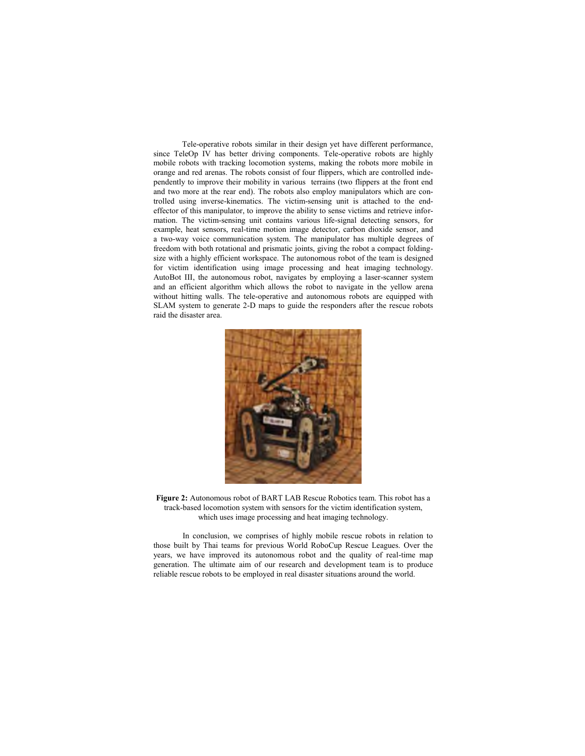Tele-operative robots similar in their design yet have different performance, since TeleOp IV has better driving components. Tele-operative robots are highly mobile robots with tracking locomotion systems, making the robots more mobile in orange and red arenas. The robots consist of four flippers, which are controlled independently to improve their mobility in various terrains (two flippers at the front end and two more at the rear end). The robots also employ manipulators which are controlled using inverse-kinematics. The victim-sensing unit is attached to the end-effector of this manipulator, to improve the ability to sense victims and retrieve information. The victim-sensing unit contains various life-signal detecting sensors, for example, heat sensors, real-time motion image detector, carbon dioxide sensor, and a two-way voice communication system. The manipulator has multiple degrees of freedom with both rotational and prismatic joints, giving the robot a compact folding-size with a highly efficient workspace. The autonomous robot of the team is designed for victim identification using image processing and heat imaging technology. AutoBot III, the autonomous robot, navigates by employing a laser-scanner system and an efficient algorithm which allows the robot to navigate in the yellow arena without hitting walls. The tele-operative and autonomous robots are equipped with SLAM system to generate 2-D maps to guide the responders after the rescue robots raid the disaster area.

**Figure 2:** Autonomous robot of BART LAB Rescue Robotics team. This robot has a track-based locomotion system with sensors for the victim identification system, which uses image processing and heat imaging technology.

In conclusion, we comprises of highly mobile rescue robots in relation to those built by Thai teams for previous World RoboCup Rescue Leagues. Over the years, we have improved its autonomous robot and the quality of real-time map generation. The ultimate aim of our research and development team is to produce reliable rescue robots to be employed in real disaster situations around the world.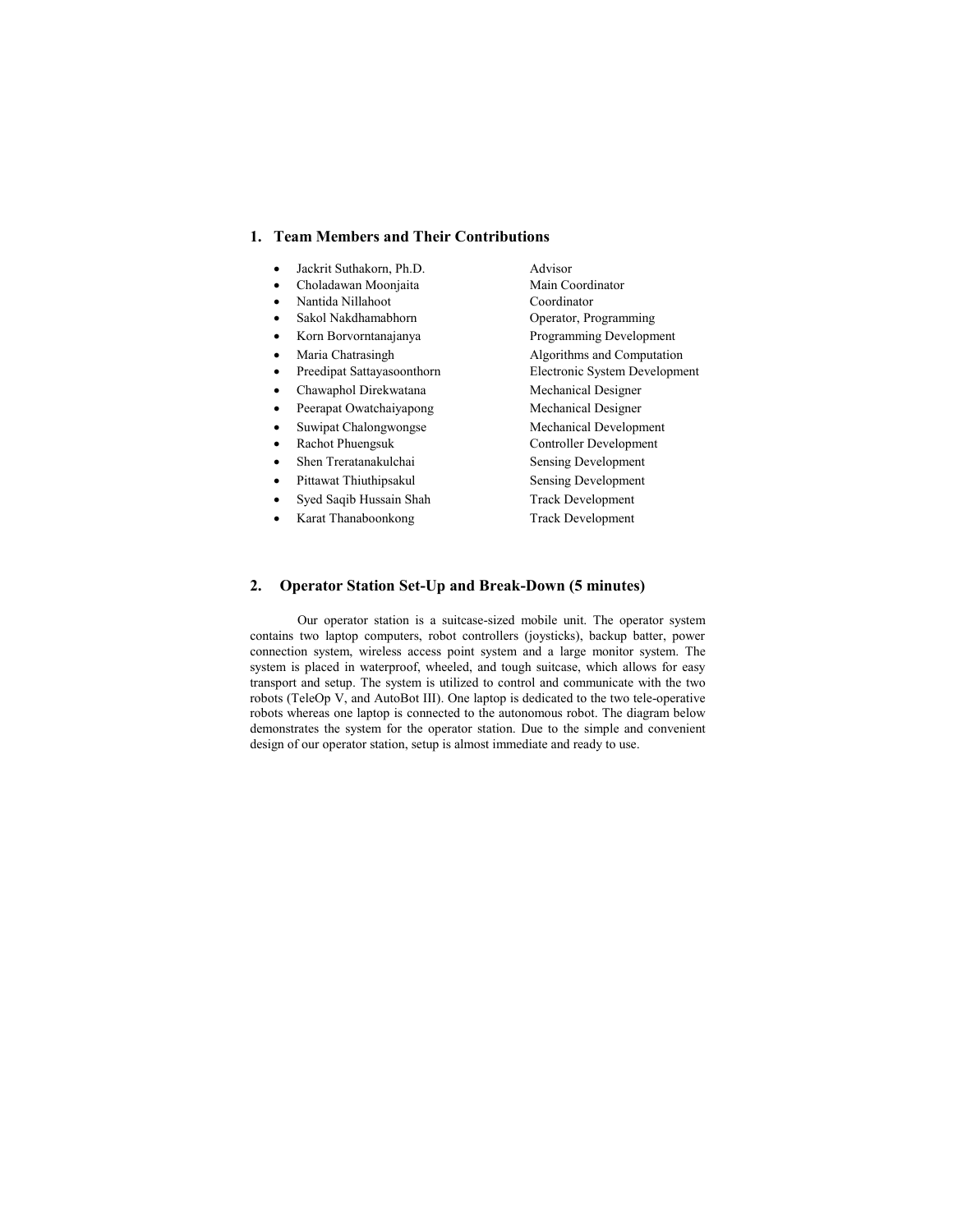## 1. Team Members and Their Contributions

- Jackrit Suthakorn, Ph.D. — Advisor
- Choladawan Moonjaita — Main Coordinator
- Nantida Nillahoot — Coordinator
- Sakol Nakdhamabhorn — Operator, Programming
- Korn Borvorntanajanya — Programming Development
- Maria Chatrasingh — Algorithms and Computation
- Preedipat Sattayasoonthorn — Electronic System Development
- Chawaphol Direkwatana — Mechanical Designer
- Peerapat Owatchaiyapong — Mechanical Designer
- Suwipat Chalongwongse — Mechanical Development
- Rachot Phuengsuk — Controller Development
- Shen Treratanakulchai — Sensing Development
- Pittawat Thiuthipsakul — Sensing Development
- Syed Saqib Hussain Shah — Track Development
- Karat Thanaboonkong — Track Development

## 2. Operator Station Set-Up and Break-Down (5 minutes)

Our operator station is a suitcase-sized mobile unit. The operator system contains two laptop computers, robot controllers (joysticks), backup batter, power connection system, wireless access point system and a large monitor system. The system is placed in waterproof, wheeled, and tough suitcase, which allows for easy transport and setup. The system is utilized to control and communicate with the two robots (TeleOp V, and AutoBot III). One laptop is dedicated to the two tele-operative robots whereas one laptop is connected to the autonomous robot. The diagram below demonstrates the system for the operator station. Due to the simple and convenient design of our operator station, setup is almost immediate and ready to use.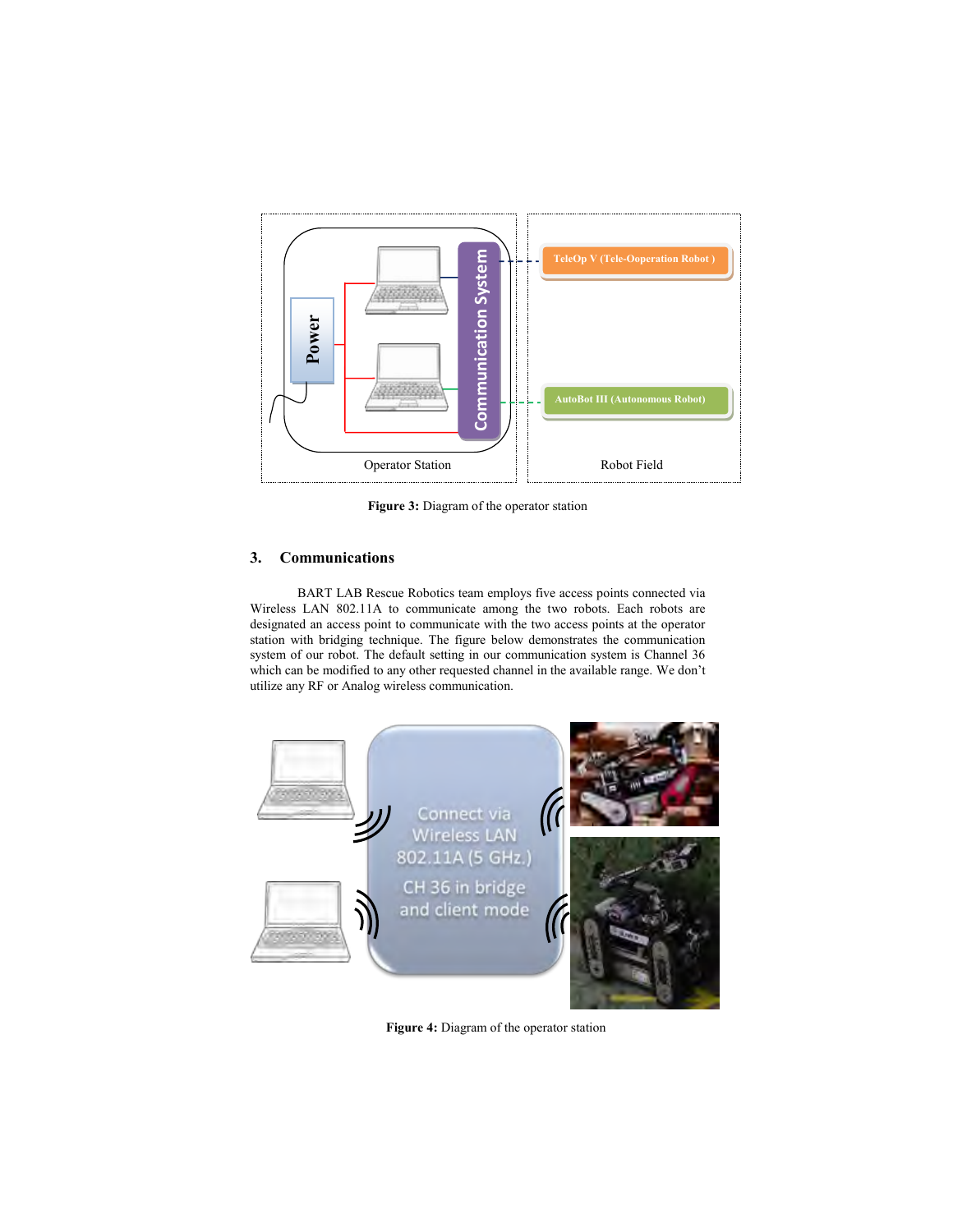**Figure 3:** Diagram of the operator station

## 3. Communications

BART LAB Rescue Robotics team employs five access points connected via Wireless LAN 802.11A to communicate among the two robots. Each robots are designated an access point to communicate with the two access points at the operator station with bridging technique. The figure below demonstrates the communication system of our robot. The default setting in our communication system is Channel 36 which can be modified to any other requested channel in the available range. We don't utilize any RF or Analog wireless communication.

**Figure 4:** Diagram of the operator station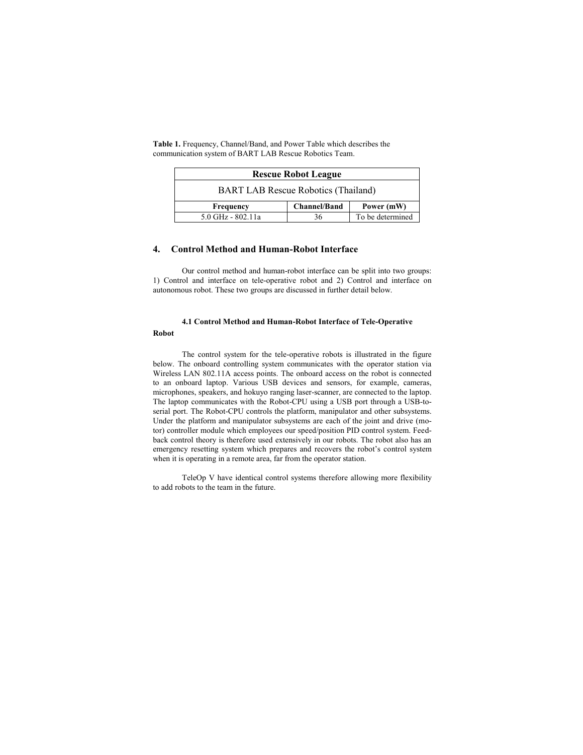**Table 1.** Frequency, Channel/Band, and Power Table which describes the communication system of BART LAB Rescue Robotics Team.

| Rescue Robot League | | |
|---|---|---|
| BART LAB Rescue Robotics (Thailand) | | |
| **Frequency** | **Channel/Band** | **Power (mW)** |
| 5.0 GHz - 802.11a | 36 | To be determined |

## 4. Control Method and Human-Robot Interface

Our control method and human-robot interface can be split into two groups: 1) Control and interface on tele-operative robot and 2) Control and interface on autonomous robot. These two groups are discussed in further detail below.

### 4.1 Control Method and Human-Robot Interface of Tele-Operative Robot

The control system for the tele-operative robots is illustrated in the figure below. The onboard controlling system communicates with the operator station via Wireless LAN 802.11A access points. The onboard access on the robot is connected to an onboard laptop. Various USB devices and sensors, for example, cameras, microphones, speakers, and hokuyo ranging laser-scanner, are connected to the laptop. The laptop communicates with the Robot-CPU using a USB port through a USB-to-serial port. The Robot-CPU controls the platform, manipulator and other subsystems. Under the platform and manipulator subsystems are each of the joint and drive (motor) controller module which employees our speed/position PID control system. Feedback control theory is therefore used extensively in our robots. The robot also has an emergency resetting system which prepares and recovers the robot's control system when it is operating in a remote area, far from the operator station.

TeleOp V have identical control systems therefore allowing more flexibility to add robots to the team in the future.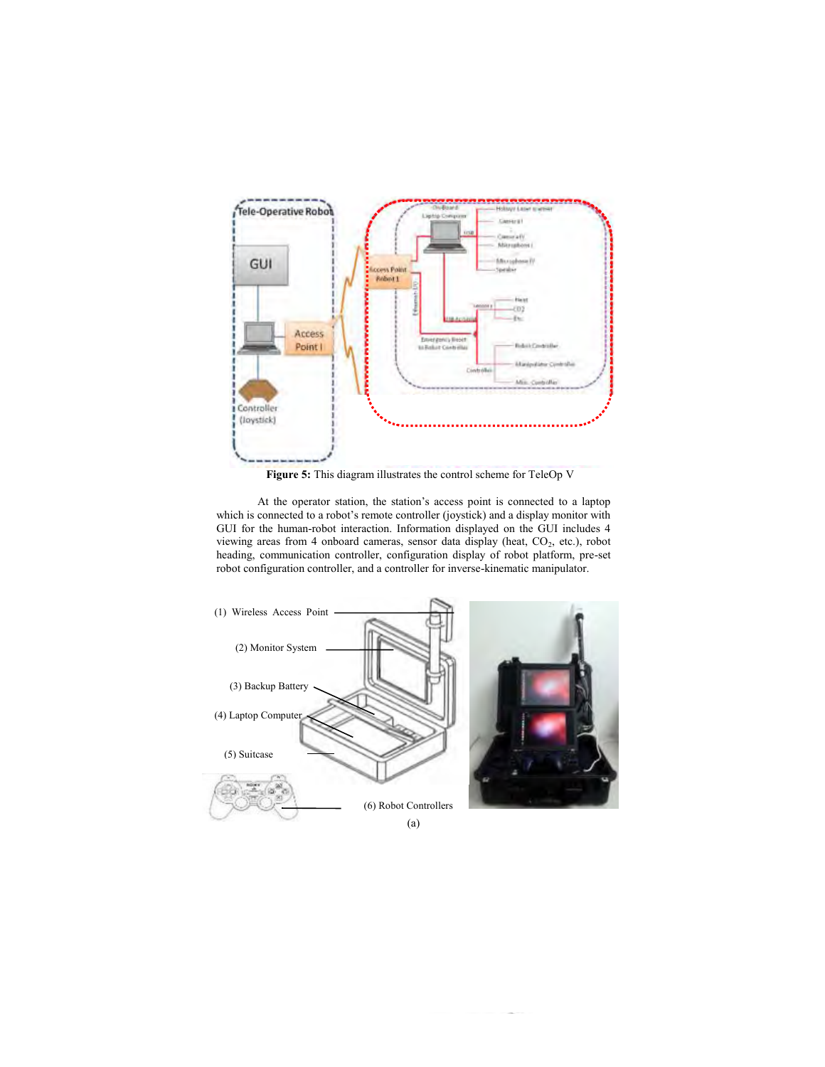**Figure 5:** This diagram illustrates the control scheme for TeleOp V

At the operator station, the station's access point is connected to a laptop which is connected to a robot's remote controller (joystick) and a display monitor with GUI for the human-robot interaction. Information displayed on the GUI includes 4 viewing areas from 4 onboard cameras, sensor data display (heat, $CO_2$, etc.), robot heading, communication controller, configuration display of robot platform, pre-set robot configuration controller, and a controller for inverse-kinematic manipulator.

(1) Wireless Access Point

(2) Monitor System

(3) Backup Battery

(4) Laptop Computer

(5) Suitcase

(6) Robot Controllers

(a)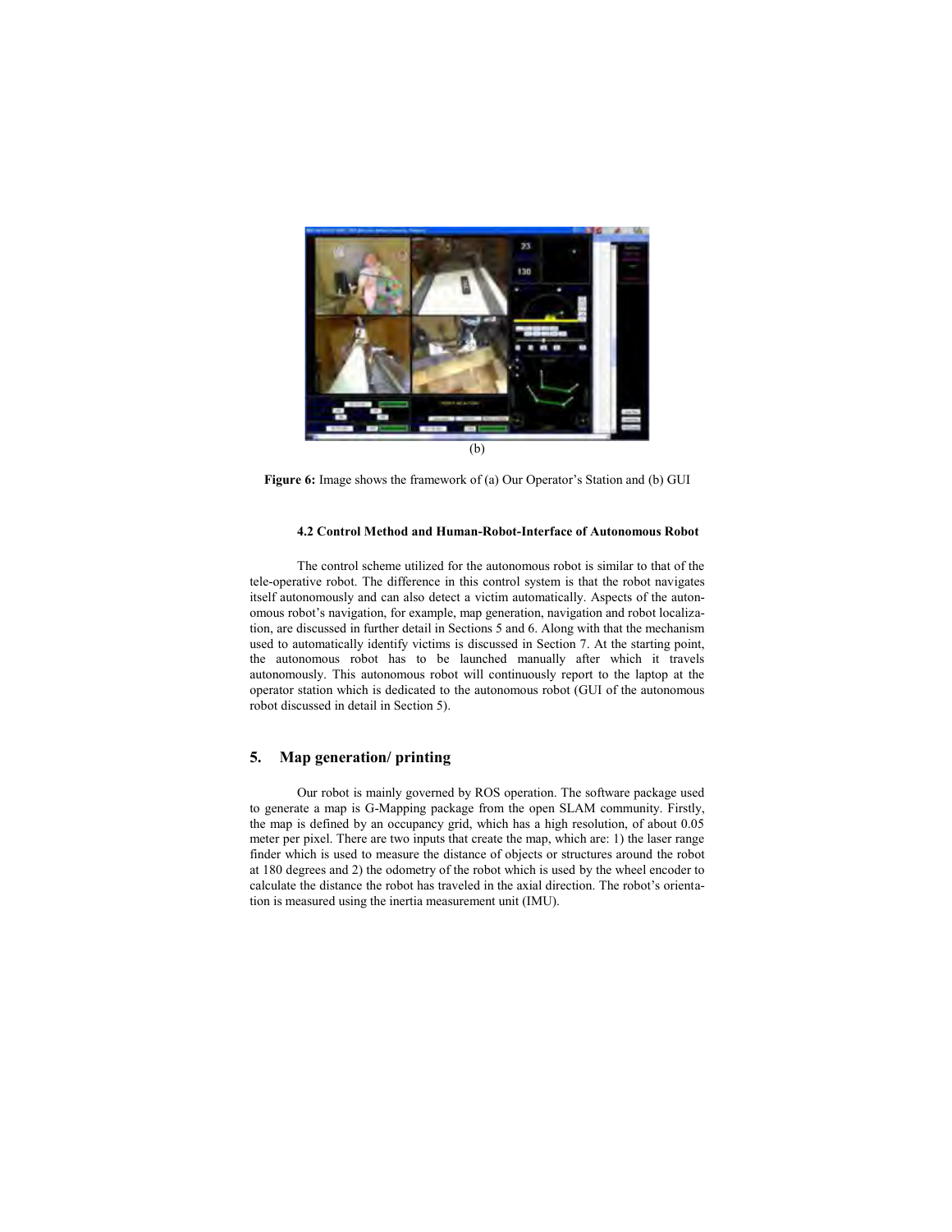(b)

**Figure 6:** Image shows the framework of (a) Our Operator's Station and (b) GUI

#### 4.2 Control Method and Human-Robot-Interface of Autonomous Robot

The control scheme utilized for the autonomous robot is similar to that of the tele-operative robot. The difference in this control system is that the robot navigates itself autonomously and can also detect a victim automatically. Aspects of the autonomous robot's navigation, for example, map generation, navigation and robot localization, are discussed in further detail in Sections 5 and 6. Along with that the mechanism used to automatically identify victims is discussed in Section 7. At the starting point, the autonomous robot has to be launched manually after which it travels autonomously. This autonomous robot will continuously report to the laptop at the operator station which is dedicated to the autonomous robot (GUI of the autonomous robot discussed in detail in Section 5).

## 5. Map generation/ printing

Our robot is mainly governed by ROS operation. The software package used to generate a map is G-Mapping package from the open SLAM community. Firstly, the map is defined by an occupancy grid, which has a high resolution, of about 0.05 meter per pixel. There are two inputs that create the map, which are: 1) the laser range finder which is used to measure the distance of objects or structures around the robot at 180 degrees and 2) the odometry of the robot which is used by the wheel encoder to calculate the distance the robot has traveled in the axial direction. The robot's orientation is measured using the inertia measurement unit (IMU).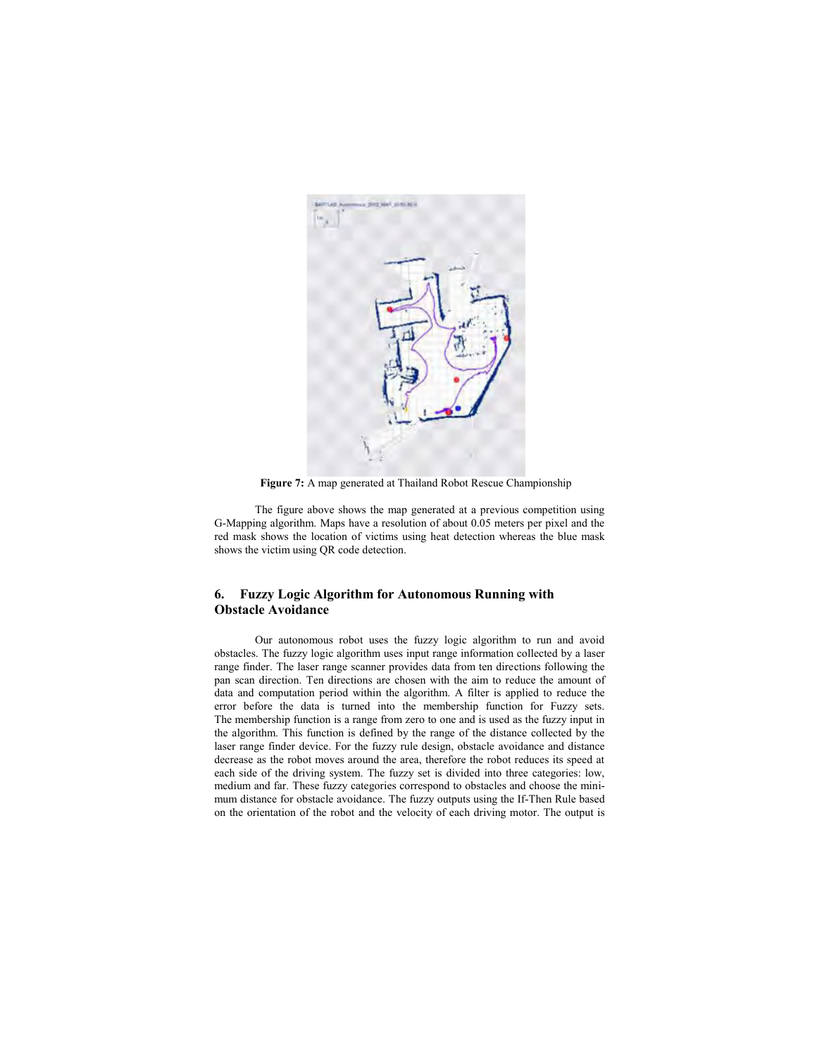**Figure 7:** A map generated at Thailand Robot Rescue Championship

The figure above shows the map generated at a previous competition using G-Mapping algorithm. Maps have a resolution of about 0.05 meters per pixel and the red mask shows the location of victims using heat detection whereas the blue mask shows the victim using QR code detection.

## 6. Fuzzy Logic Algorithm for Autonomous Running with Obstacle Avoidance

Our autonomous robot uses the fuzzy logic algorithm to run and avoid obstacles. The fuzzy logic algorithm uses input range information collected by a laser range finder. The laser range scanner provides data from ten directions following the pan scan direction. Ten directions are chosen with the aim to reduce the amount of data and computation period within the algorithm. A filter is applied to reduce the error before the data is turned into the membership function for Fuzzy sets. The membership function is a range from zero to one and is used as the fuzzy input in the algorithm. This function is defined by the range of the distance collected by the laser range finder device. For the fuzzy rule design, obstacle avoidance and distance decrease as the robot moves around the area, therefore the robot reduces its speed at each side of the driving system. The fuzzy set is divided into three categories: low, medium and far. These fuzzy categories correspond to obstacles and choose the minimum distance for obstacle avoidance. The fuzzy outputs using the If-Then Rule based on the orientation of the robot and the velocity of each driving motor. The output is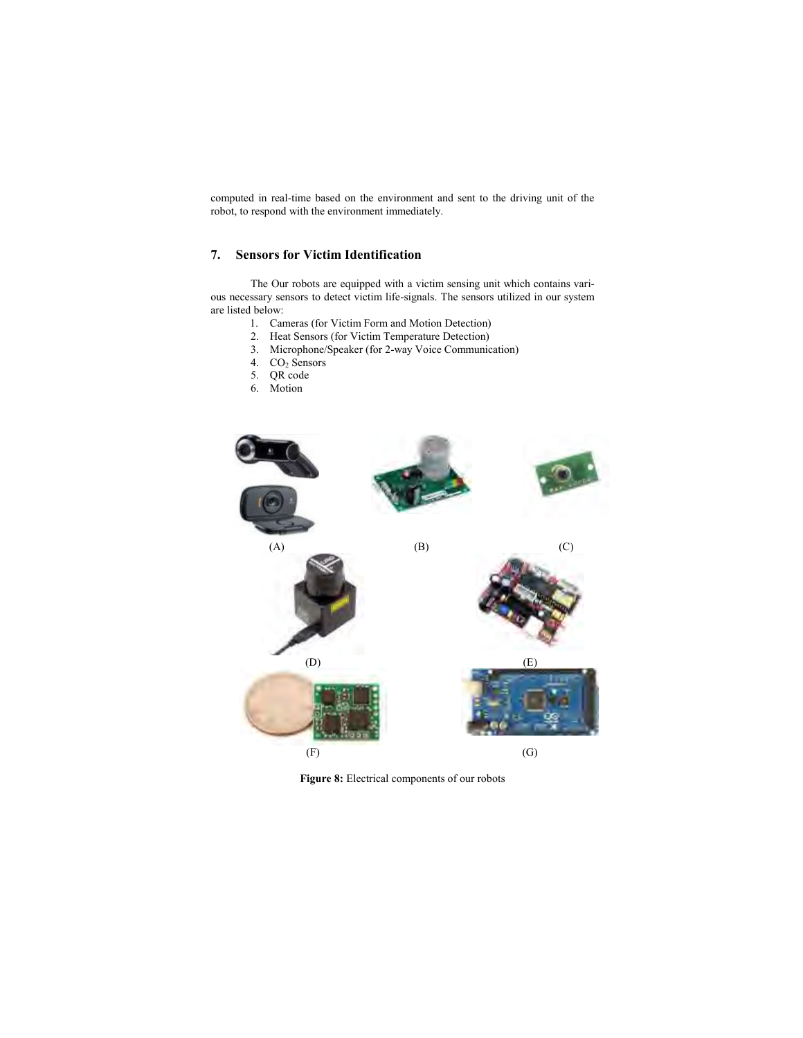computed in real-time based on the environment and sent to the driving unit of the robot, to respond with the environment immediately.

## 7. Sensors for Victim Identification

The Our robots are equipped with a victim sensing unit which contains various necessary sensors to detect victim life-signals. The sensors utilized in our system are listed below:

1. Cameras (for Victim Form and Motion Detection)
2. Heat Sensors (for Victim Temperature Detection)
3. Microphone/Speaker (for 2-way Voice Communication)
4. $CO_2$ Sensors
5. QR code
6. Motion

(A) (B) (C)

(D) (E)

(F) (G)

**Figure 8:** Electrical components of our robots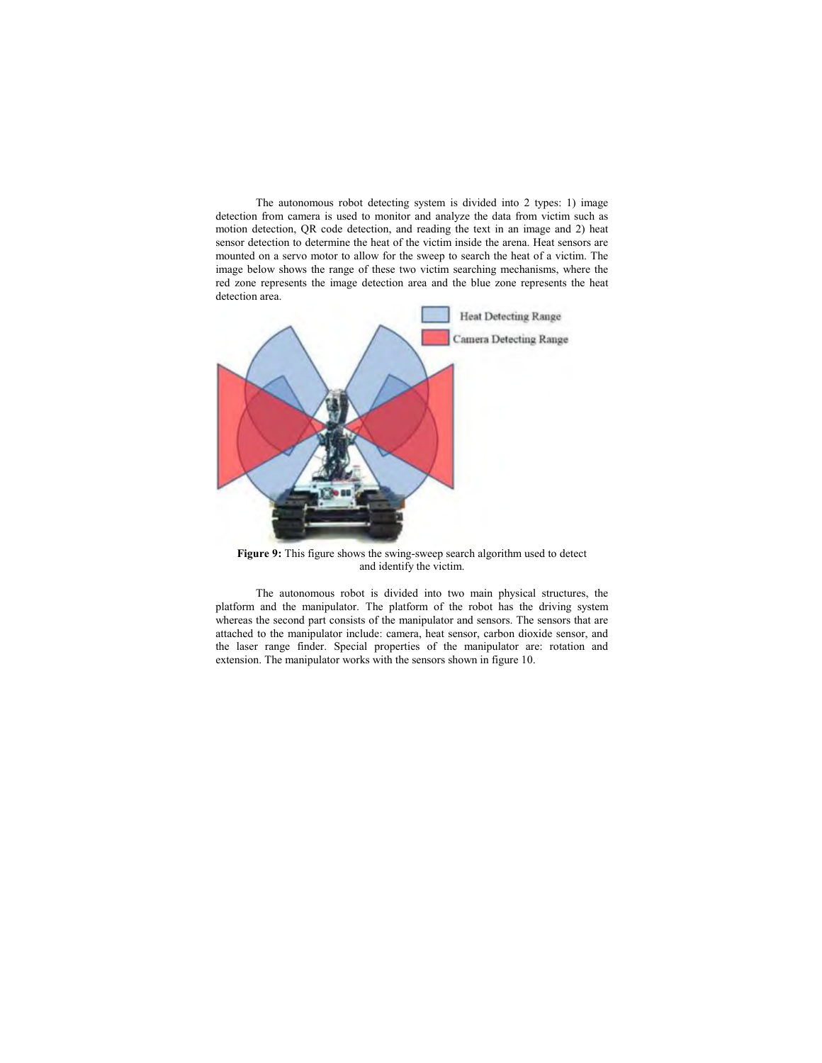The autonomous robot detecting system is divided into 2 types: 1) image detection from camera is used to monitor and analyze the data from victim such as motion detection, QR code detection, and reading the text in an image and 2) heat sensor detection to determine the heat of the victim inside the arena. Heat sensors are mounted on a servo motor to allow for the sweep to search the heat of a victim. The image below shows the range of these two victim searching mechanisms, where the red zone represents the image detection area and the blue zone represents the heat detection area.

**Figure 9:** This figure shows the swing-sweep search algorithm used to detect and identify the victim.

The autonomous robot is divided into two main physical structures, the platform and the manipulator. The platform of the robot has the driving system whereas the second part consists of the manipulator and sensors. The sensors that are attached to the manipulator include: camera, heat sensor, carbon dioxide sensor, and the laser range finder. Special properties of the manipulator are: rotation and extension. The manipulator works with the sensors shown in figure 10.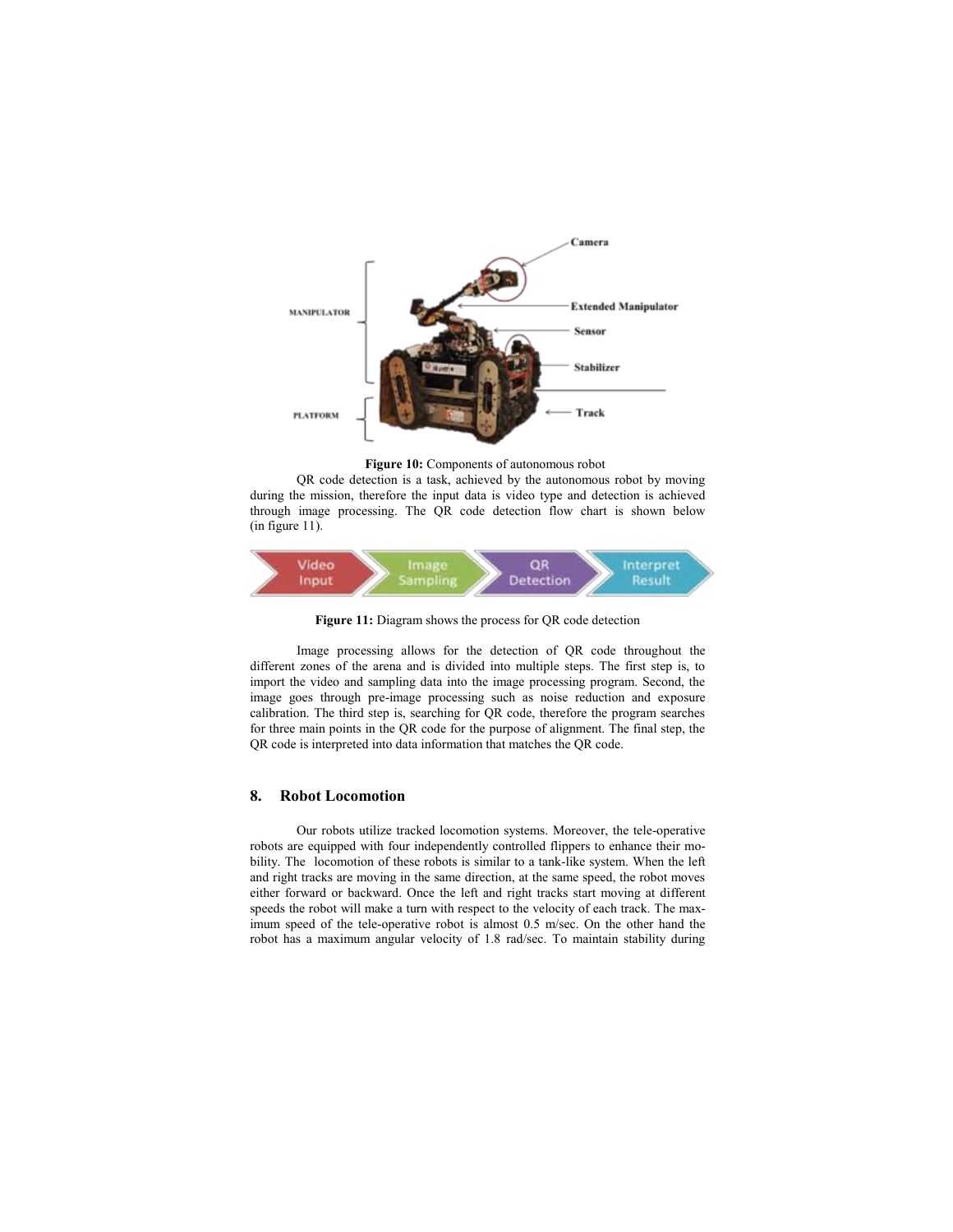**Figure 10:** Components of autonomous robot

QR code detection is a task, achieved by the autonomous robot by moving during the mission, therefore the input data is video type and detection is achieved through image processing. The QR code detection flow chart is shown below (in figure 11).

**Figure 11:** Diagram shows the process for QR code detection

Image processing allows for the detection of QR code throughout the different zones of the arena and is divided into multiple steps. The first step is, to import the video and sampling data into the image processing program. Second, the image goes through pre-image processing such as noise reduction and exposure calibration. The third step is, searching for QR code, therefore the program searches for three main points in the QR code for the purpose of alignment. The final step, the QR code is interpreted into data information that matches the QR code.

## 8. Robot Locomotion

Our robots utilize tracked locomotion systems. Moreover, the tele-operative robots are equipped with four independently controlled flippers to enhance their mobility. The locomotion of these robots is similar to a tank-like system. When the left and right tracks are moving in the same direction, at the same speed, the robot moves either forward or backward. Once the left and right tracks start moving at different speeds the robot will make a turn with respect to the velocity of each track. The maximum speed of the tele-operative robot is almost 0.5 m/sec. On the other hand the robot has a maximum angular velocity of 1.8 rad/sec. To maintain stability during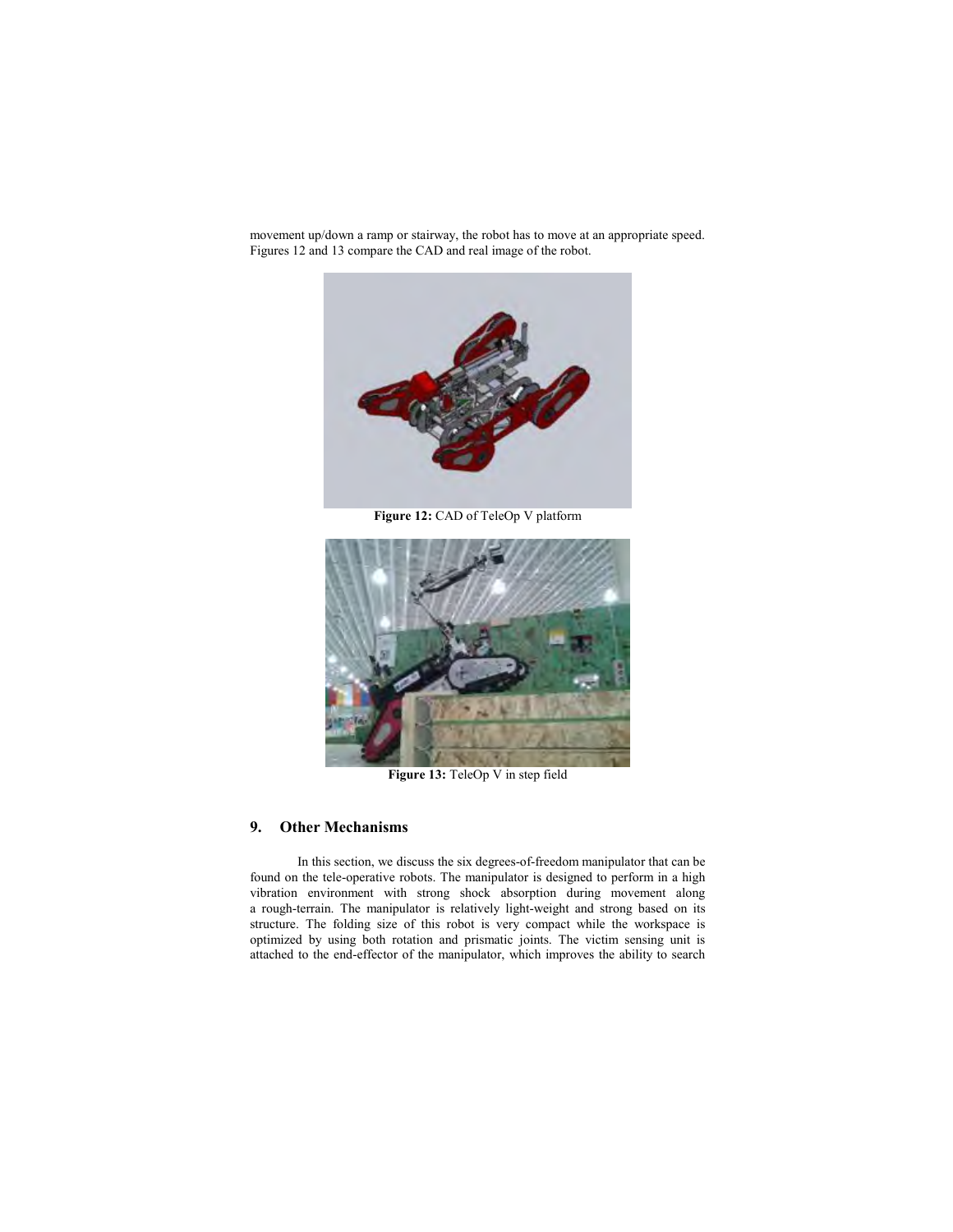movement up/down a ramp or stairway, the robot has to move at an appropriate speed. Figures 12 and 13 compare the CAD and real image of the robot.

**Figure 12:** CAD of TeleOp V platform

**Figure 13:** TeleOp V in step field

## 9. Other Mechanisms

In this section, we discuss the six degrees-of-freedom manipulator that can be found on the tele-operative robots. The manipulator is designed to perform in a high vibration environment with strong shock absorption during movement along a rough-terrain. The manipulator is relatively light-weight and strong based on its structure. The folding size of this robot is very compact while the workspace is optimized by using both rotation and prismatic joints. The victim sensing unit is attached to the end-effector of the manipulator, which improves the ability to search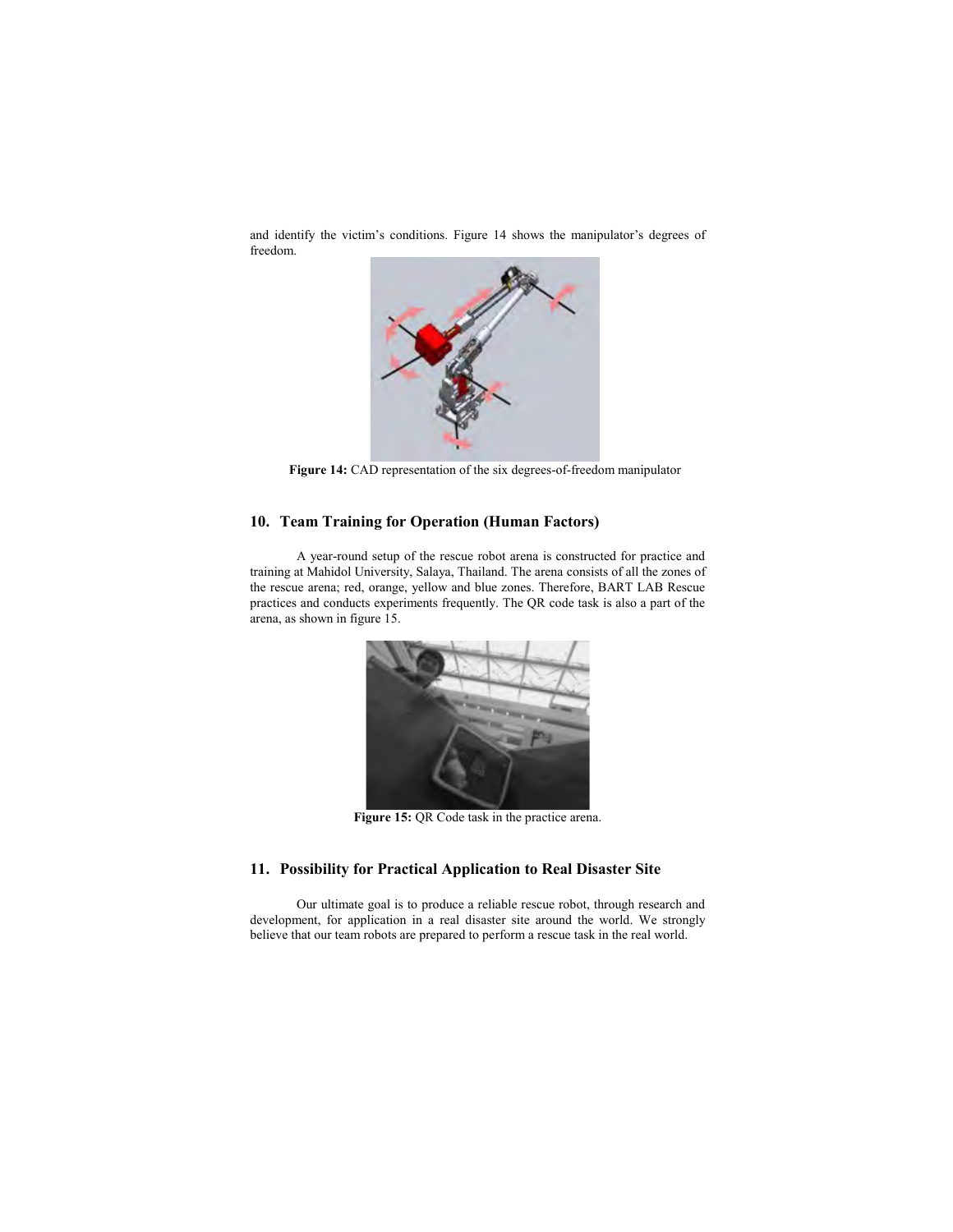and identify the victim's conditions. Figure 14 shows the manipulator's degrees of freedom.

**Figure 14:** CAD representation of the six degrees-of-freedom manipulator

## 10. Team Training for Operation (Human Factors)

A year-round setup of the rescue robot arena is constructed for practice and training at Mahidol University, Salaya, Thailand. The arena consists of all the zones of the rescue arena; red, orange, yellow and blue zones. Therefore, BART LAB Rescue practices and conducts experiments frequently. The QR code task is also a part of the arena, as shown in figure 15.

**Figure 15:** QR Code task in the practice arena.

## 11. Possibility for Practical Application to Real Disaster Site

Our ultimate goal is to produce a reliable rescue robot, through research and development, for application in a real disaster site around the world. We strongly believe that our team robots are prepared to perform a rescue task in the real world.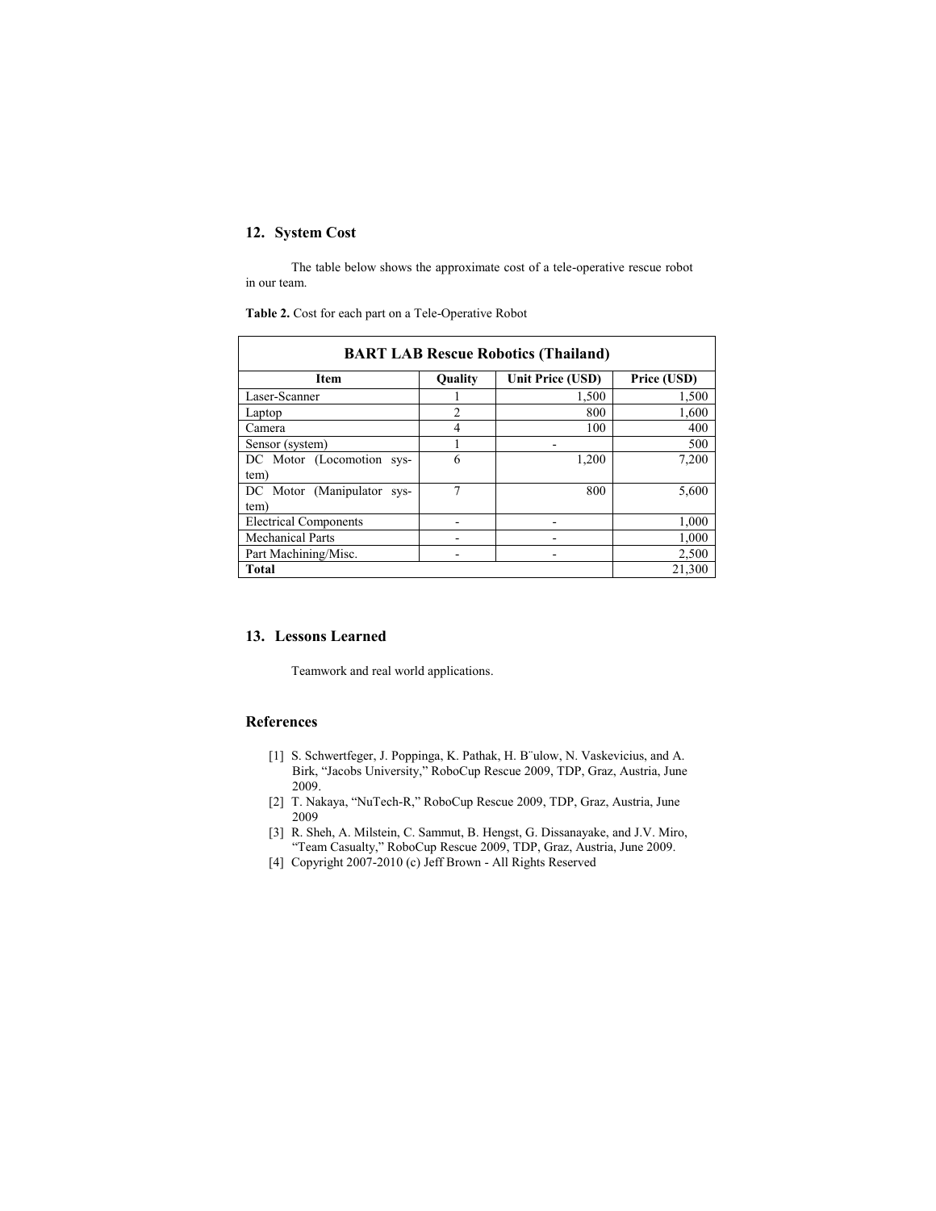## 12. System Cost

The table below shows the approximate cost of a tele-operative rescue robot in our team.

**Table 2.** Cost for each part on a Tele-Operative Robot

| BART LAB Rescue Robotics (Thailand) | | | |
|---|---|---|---|
| **Item** | **Quality** | **Unit Price (USD)** | **Price (USD)** |
| Laser-Scanner | 1 | 1,500 | 1,500 |
| Laptop | 2 | 800 | 1,600 |
| Camera | 4 | 100 | 400 |
| Sensor (system) | 1 | - | 500 |
| DC Motor (Locomotion system) | 6 | 1,200 | 7,200 |
| DC Motor (Manipulator system) | 7 | 800 | 5,600 |
| Electrical Components | - | - | 1,000 |
| Mechanical Parts | - | - | 1,000 |
| Part Machining/Misc. | - | - | 2,500 |
| **Total** | | | 21,300 |

## 13. Lessons Learned

Teamwork and real world applications.

## References

[1] S. Schwertfeger, J. Poppinga, K. Pathak, H. B¨ulow, N. Vaskevicius, and A. Birk, "Jacobs University," RoboCup Rescue 2009, TDP, Graz, Austria, June 2009.

[2] T. Nakaya, "NuTech-R," RoboCup Rescue 2009, TDP, Graz, Austria, June 2009

[3] R. Sheh, A. Milstein, C. Sammut, B. Hengst, G. Dissanayake, and J.V. Miro, "Team Casualty," RoboCup Rescue 2009, TDP, Graz, Austria, June 2009.

[4] Copyright 2007-2010 (c) Jeff Brown - All Rights Reserved